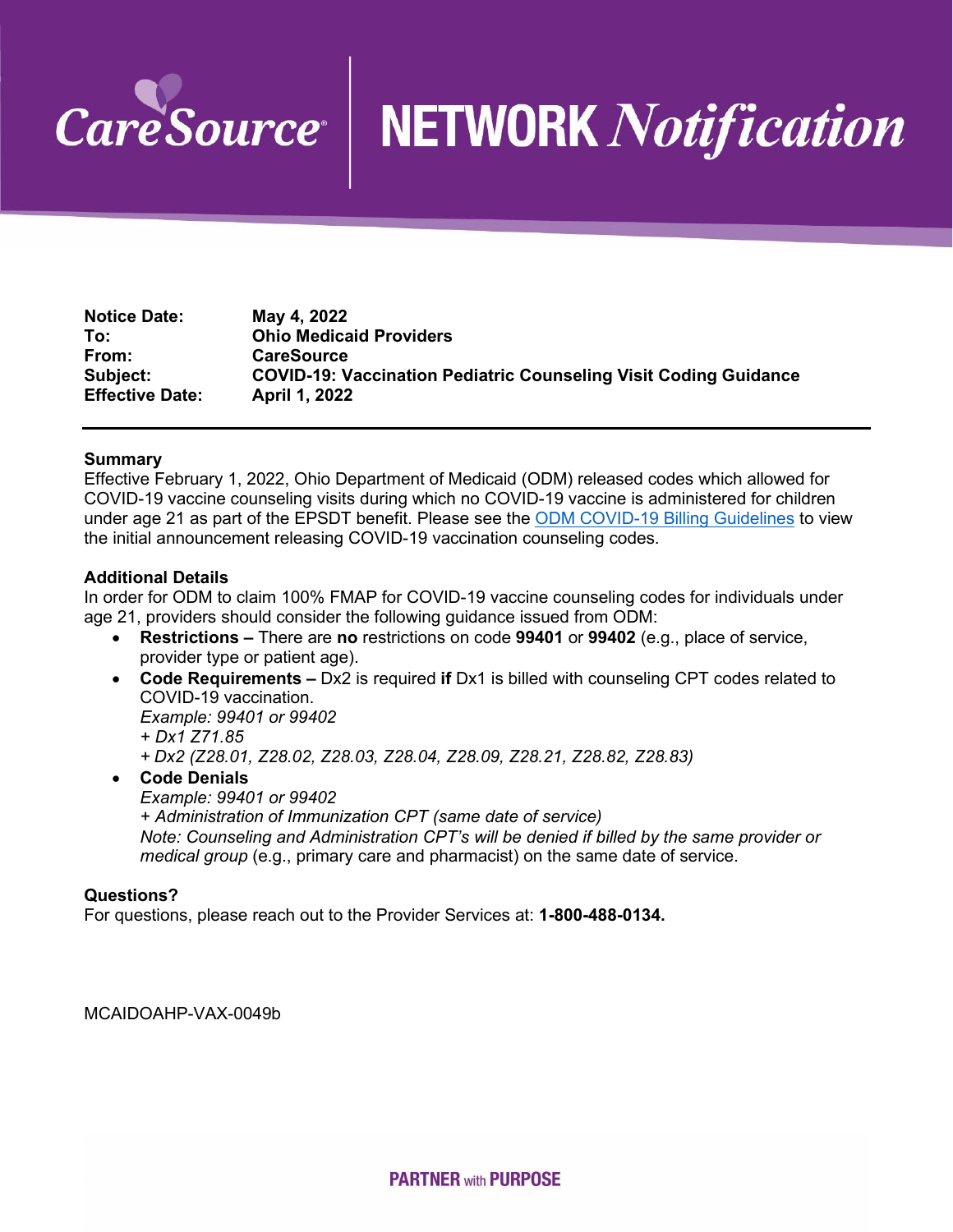# CareSource NETWORK *Notification*

| | |
|---|---|
| **Notice Date:** | **May 4, 2022** |
| **To:** | **Ohio Medicaid Providers** |
| **From:** | **CareSource** |
| **Subject:** | **COVID-19: Vaccination Pediatric Counseling Visit Coding Guidance** |
| **Effective Date:** | **April 1, 2022** |

---

**Summary**

Effective February 1, 2022, Ohio Department of Medicaid (ODM) released codes which allowed for COVID-19 vaccine counseling visits during which no COVID-19 vaccine is administered for children under age 21 as part of the EPSDT benefit. Please see the ODM COVID-19 Billing Guidelines to view the initial announcement releasing COVID-19 vaccination counseling codes.

**Additional Details**

In order for ODM to claim 100% FMAP for COVID-19 vaccine counseling codes for individuals under age 21, providers should consider the following guidance issued from ODM:

- **Restrictions –** There are **no** restrictions on code **99401** or **99402** (e.g., place of service, provider type or patient age).
- **Code Requirements –** Dx2 is required **if** Dx1 is billed with counseling CPT codes related to COVID-19 vaccination.
  *Example: 99401 or 99402*
  *+ Dx1 Z71.85*
  *+ Dx2 (Z28.01, Z28.02, Z28.03, Z28.04, Z28.09, Z28.21, Z28.82, Z28.83)*
- **Code Denials**
  *Example: 99401 or 99402*
  *+ Administration of Immunization CPT (same date of service)*
  *Note: Counseling and Administration CPT's will be denied if billed by the same provider or medical group* (e.g., primary care and pharmacist) on the same date of service.

**Questions?**

For questions, please reach out to the Provider Services at: **1-800-488-0134.**

MCAIDOAHP-VAX-0049b

**PARTNER** with **PURPOSE**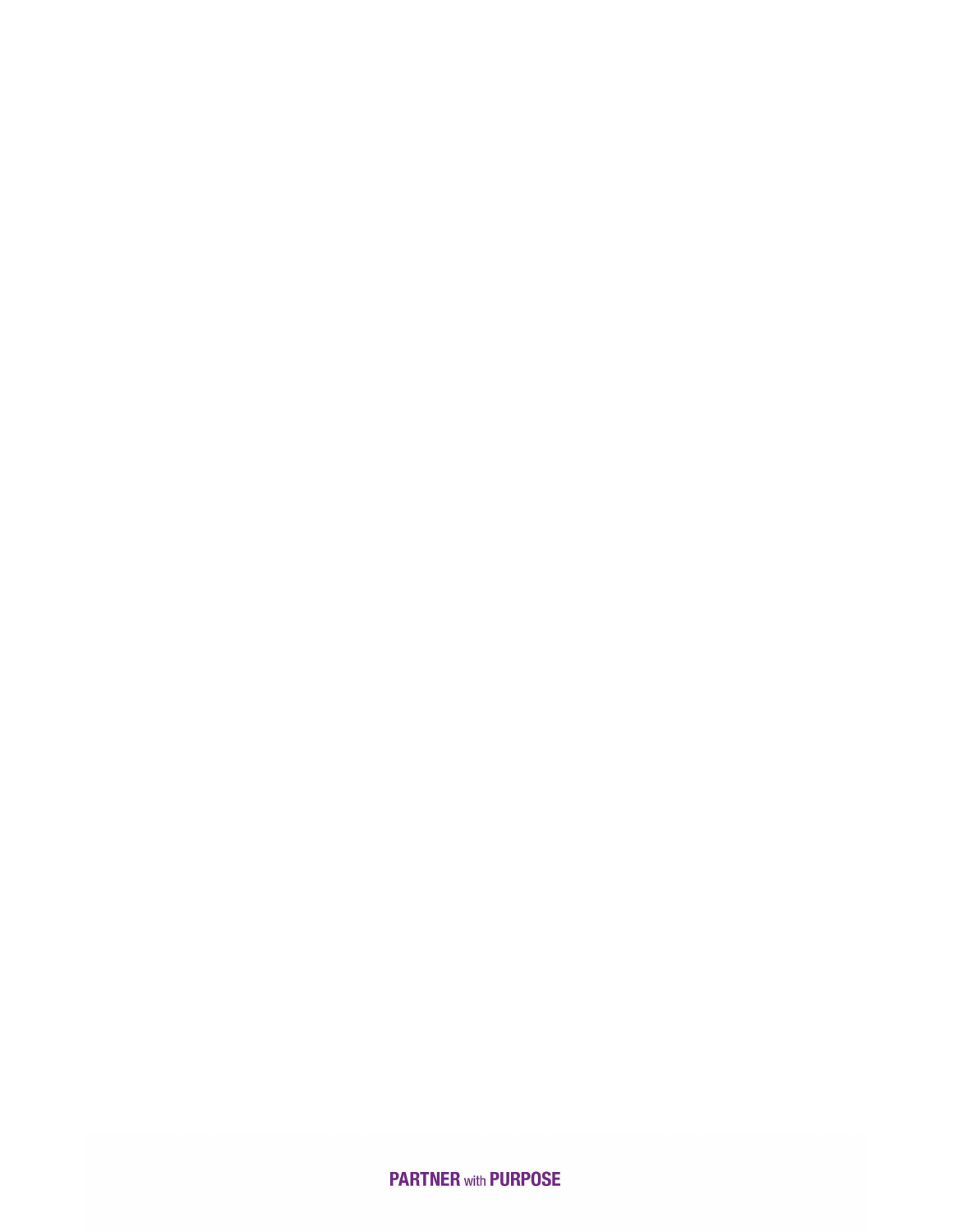**PARTNER** with **PURPOSE**